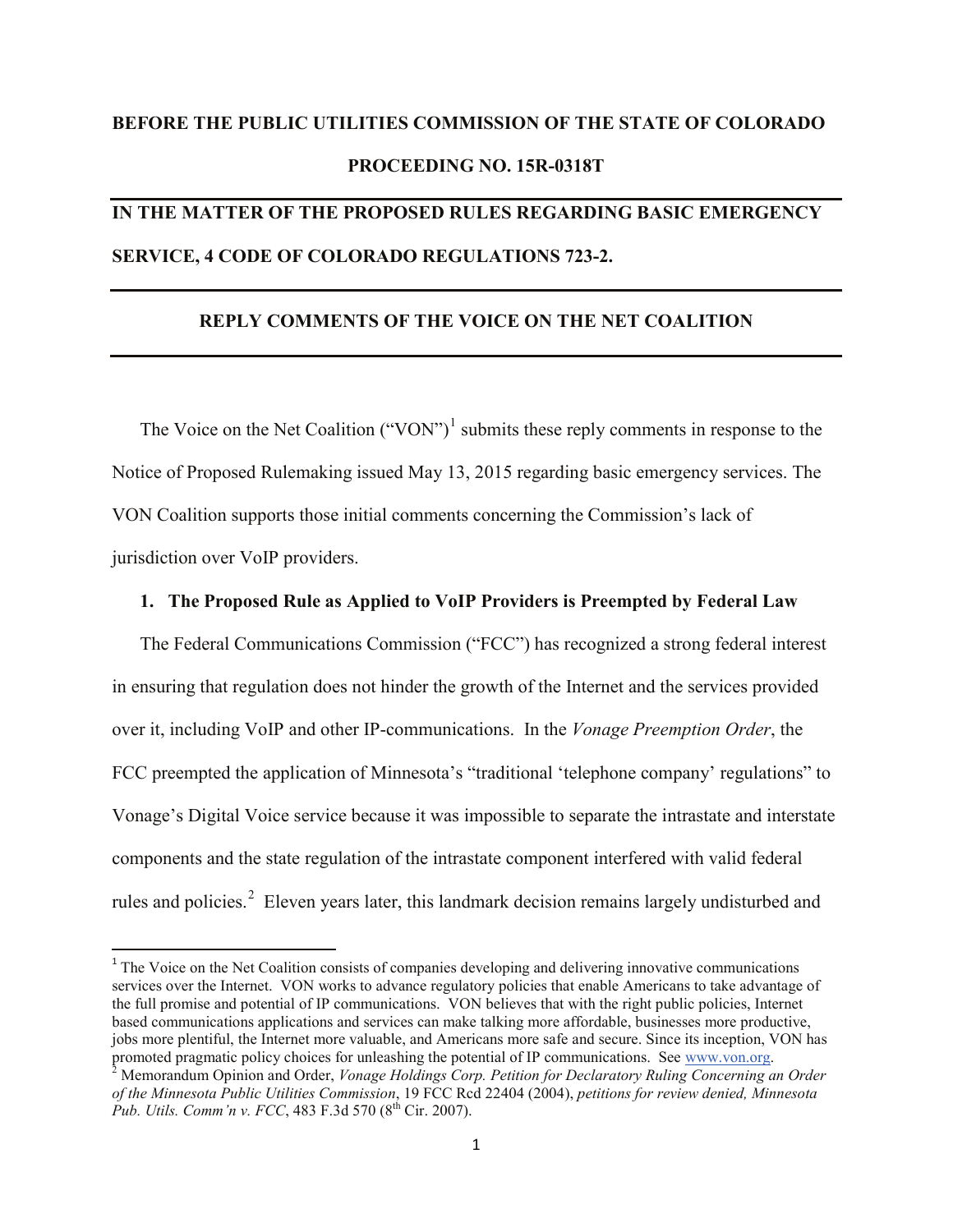**BEFORE THE PUBLIC UTILITIES COMMISSION OF THE STATE OF COLORADO**

**PROCEEDING NO. 15R-0318T**

---

**IN THE MATTER OF THE PROPOSED RULES REGARDING BASIC EMERGENCY SERVICE, 4 CODE OF COLORADO REGULATIONS 723-2.**

---

**REPLY COMMENTS OF THE VOICE ON THE NET COALITION**

---

The Voice on the Net Coalition ("VON")[1] submits these reply comments in response to the Notice of Proposed Rulemaking issued May 13, 2015 regarding basic emergency services. The VON Coalition supports those initial comments concerning the Commission's lack of jurisdiction over VoIP providers.

**1. The Proposed Rule as Applied to VoIP Providers is Preempted by Federal Law**

The Federal Communications Commission ("FCC") has recognized a strong federal interest in ensuring that regulation does not hinder the growth of the Internet and the services provided over it, including VoIP and other IP-communications. In the *Vonage Preemption Order*, the FCC preempted the application of Minnesota's "traditional 'telephone company' regulations" to Vonage's Digital Voice service because it was impossible to separate the intrastate and interstate components and the state regulation of the intrastate component interfered with valid federal rules and policies.[2] Eleven years later, this landmark decision remains largely undisturbed and

---

[1] The Voice on the Net Coalition consists of companies developing and delivering innovative communications services over the Internet. VON works to advance regulatory policies that enable Americans to take advantage of the full promise and potential of IP communications. VON believes that with the right public policies, Internet based communications applications and services can make talking more affordable, businesses more productive, jobs more plentiful, the Internet more valuable, and Americans more safe and secure. Since its inception, VON has promoted pragmatic policy choices for unleashing the potential of IP communications. See www.von.org.

[2] Memorandum Opinion and Order, *Vonage Holdings Corp. Petition for Declaratory Ruling Concerning an Order of the Minnesota Public Utilities Commission*, 19 FCC Rcd 22404 (2004), *petitions for review denied, Minnesota Pub. Utils. Comm'n v. FCC*, 483 F.3d 570 (8th Cir. 2007).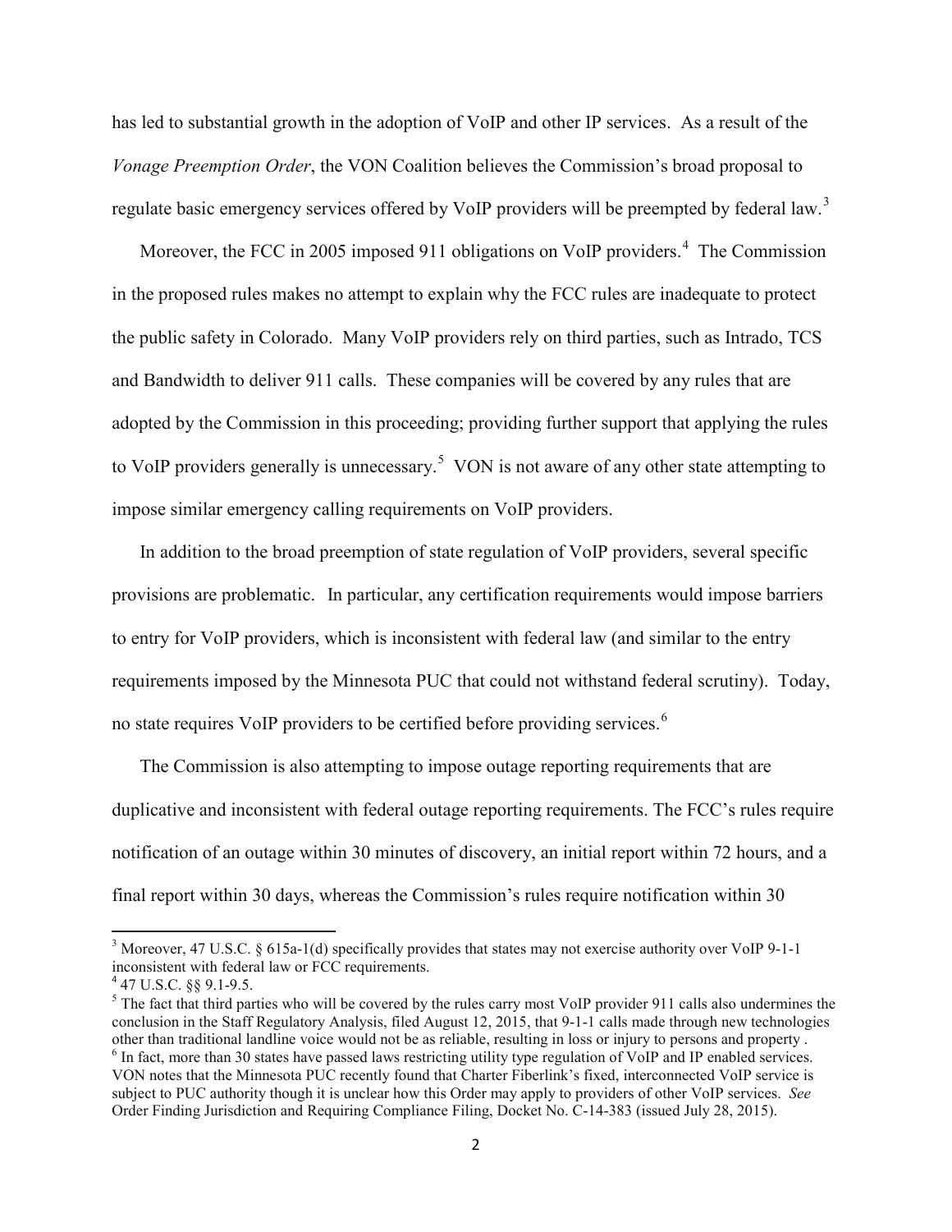has led to substantial growth in the adoption of VoIP and other IP services. As a result of the *Vonage Preemption Order*, the VON Coalition believes the Commission's broad proposal to regulate basic emergency services offered by VoIP providers will be preempted by federal law.[3]

Moreover, the FCC in 2005 imposed 911 obligations on VoIP providers.[4] The Commission in the proposed rules makes no attempt to explain why the FCC rules are inadequate to protect the public safety in Colorado. Many VoIP providers rely on third parties, such as Intrado, TCS and Bandwidth to deliver 911 calls. These companies will be covered by any rules that are adopted by the Commission in this proceeding; providing further support that applying the rules to VoIP providers generally is unnecessary.[5] VON is not aware of any other state attempting to impose similar emergency calling requirements on VoIP providers.

In addition to the broad preemption of state regulation of VoIP providers, several specific provisions are problematic. In particular, any certification requirements would impose barriers to entry for VoIP providers, which is inconsistent with federal law (and similar to the entry requirements imposed by the Minnesota PUC that could not withstand federal scrutiny). Today, no state requires VoIP providers to be certified before providing services.[6]

The Commission is also attempting to impose outage reporting requirements that are duplicative and inconsistent with federal outage reporting requirements. The FCC's rules require notification of an outage within 30 minutes of discovery, an initial report within 72 hours, and a final report within 30 days, whereas the Commission's rules require notification within 30

---

[3] Moreover, 47 U.S.C. § 615a-1(d) specifically provides that states may not exercise authority over VoIP 9-1-1 inconsistent with federal law or FCC requirements.

[4] 47 U.S.C. §§ 9.1-9.5.

[5] The fact that third parties who will be covered by the rules carry most VoIP provider 911 calls also undermines the conclusion in the Staff Regulatory Analysis, filed August 12, 2015, that 9-1-1 calls made through new technologies other than traditional landline voice would not be as reliable, resulting in loss or injury to persons and property .

[6] In fact, more than 30 states have passed laws restricting utility type regulation of VoIP and IP enabled services. VON notes that the Minnesota PUC recently found that Charter Fiberlink's fixed, interconnected VoIP service is subject to PUC authority though it is unclear how this Order may apply to providers of other VoIP services. *See* Order Finding Jurisdiction and Requiring Compliance Filing, Docket No. C-14-383 (issued July 28, 2015).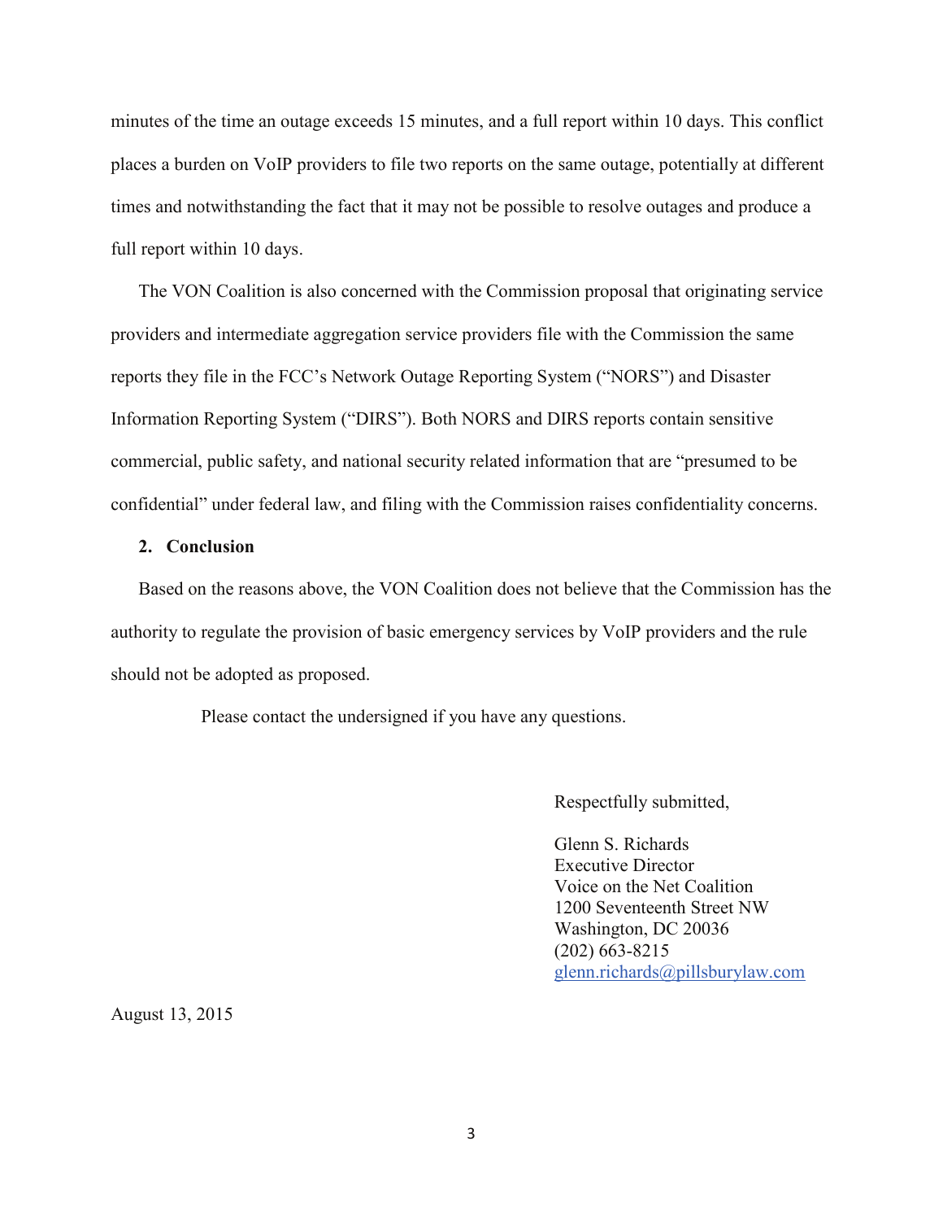minutes of the time an outage exceeds 15 minutes, and a full report within 10 days. This conflict places a burden on VoIP providers to file two reports on the same outage, potentially at different times and notwithstanding the fact that it may not be possible to resolve outages and produce a full report within 10 days.

The VON Coalition is also concerned with the Commission proposal that originating service providers and intermediate aggregation service providers file with the Commission the same reports they file in the FCC's Network Outage Reporting System ("NORS") and Disaster Information Reporting System ("DIRS"). Both NORS and DIRS reports contain sensitive commercial, public safety, and national security related information that are "presumed to be confidential" under federal law, and filing with the Commission raises confidentiality concerns.

**2. Conclusion**

Based on the reasons above, the VON Coalition does not believe that the Commission has the authority to regulate the provision of basic emergency services by VoIP providers and the rule should not be adopted as proposed.

Please contact the undersigned if you have any questions.

Respectfully submitted,

Glenn S. Richards
Executive Director
Voice on the Net Coalition
1200 Seventeenth Street NW
Washington, DC 20036
(202) 663-8215
glenn.richards@pillsburylaw.com

August 13, 2015